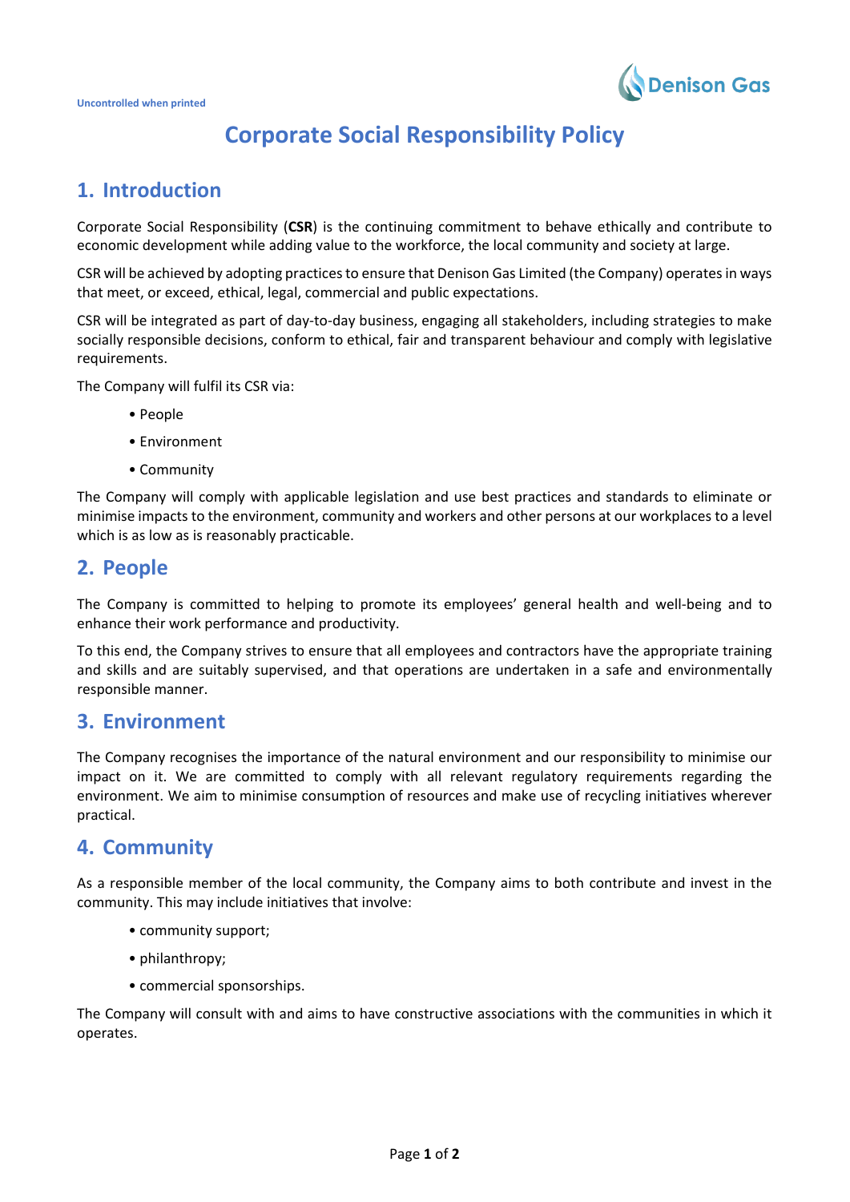Uncontrolled when printed

# Corporate Social Responsibility Policy

## 1. Introduction

Corporate Social Responsibility (**CSR**) is the continuing commitment to behave ethically and contribute to economic development while adding value to the workforce, the local community and society at large.

CSR will be achieved by adopting practices to ensure that Denison Gas Limited (the Company) operates in ways that meet, or exceed, ethical, legal, commercial and public expectations.

CSR will be integrated as part of day-to-day business, engaging all stakeholders, including strategies to make socially responsible decisions, conform to ethical, fair and transparent behaviour and comply with legislative requirements.

The Company will fulfil its CSR via:

- People
- Environment
- Community

The Company will comply with applicable legislation and use best practices and standards to eliminate or minimise impacts to the environment, community and workers and other persons at our workplaces to a level which is as low as is reasonably practicable.

## 2. People

The Company is committed to helping to promote its employees' general health and well-being and to enhance their work performance and productivity.

To this end, the Company strives to ensure that all employees and contractors have the appropriate training and skills and are suitably supervised, and that operations are undertaken in a safe and environmentally responsible manner.

## 3. Environment

The Company recognises the importance of the natural environment and our responsibility to minimise our impact on it. We are committed to comply with all relevant regulatory requirements regarding the environment. We aim to minimise consumption of resources and make use of recycling initiatives wherever practical.

## 4. Community

As a responsible member of the local community, the Company aims to both contribute and invest in the community. This may include initiatives that involve:

- community support;
- philanthropy;
- commercial sponsorships.

The Company will consult with and aims to have constructive associations with the communities in which it operates.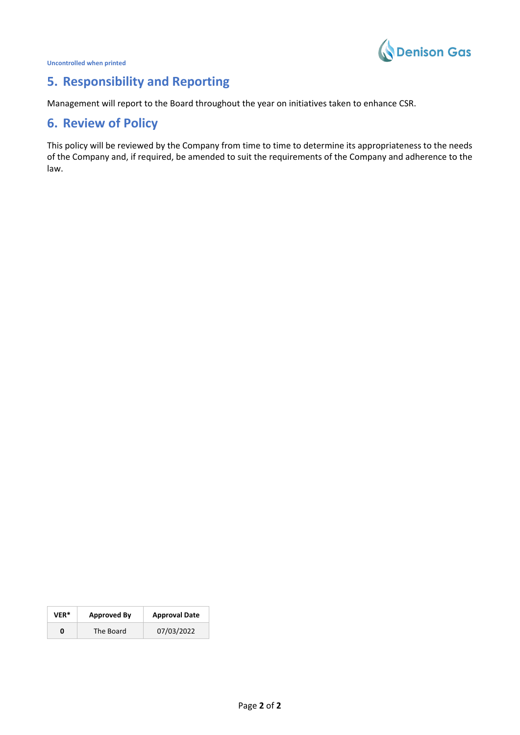Uncontrolled when printed

## 5. Responsibility and Reporting

Management will report to the Board throughout the year on initiatives taken to enhance CSR.

## 6. Review of Policy

This policy will be reviewed by the Company from time to time to determine its appropriateness to the needs of the Company and, if required, be amended to suit the requirements of the Company and adherence to the law.

| VER* | Approved By | Approval Date |
| --- | --- | --- |
| **0** | The Board | 07/03/2022 |